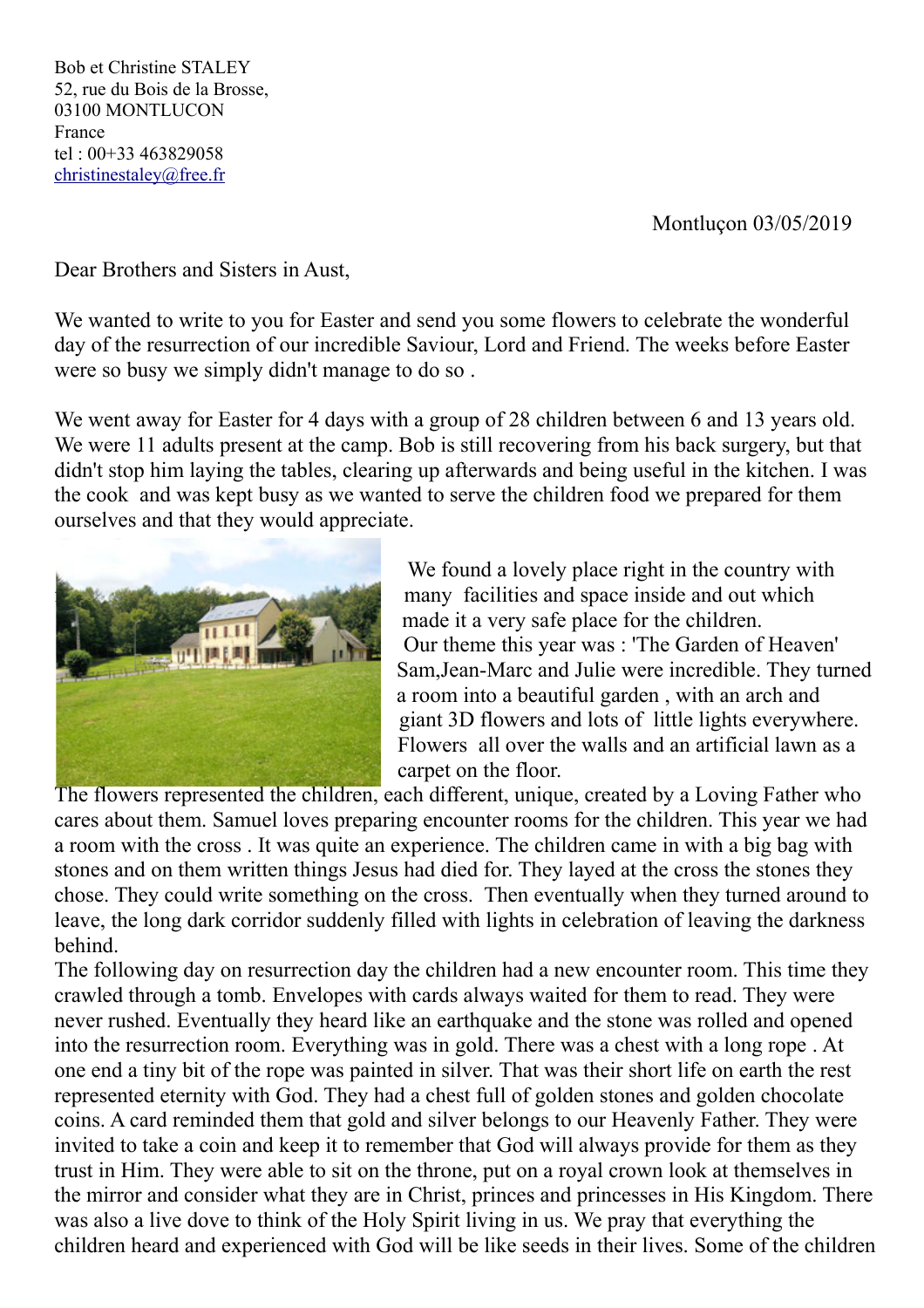Bob et Christine STALEY
52, rue du Bois de la Brosse,
03100 MONTLUCON
France
tel : 00+33 463829058
christinestaley@free.fr

Montluçon 03/05/2019

Dear Brothers and Sisters in Aust,

We wanted to write to you for Easter and send you some flowers to celebrate the wonderful day of the resurrection of our incredible Saviour, Lord and Friend. The weeks before Easter were so busy we simply didn't manage to do so .

We went away for Easter for 4 days with a group of 28 children between 6 and 13 years old. We were 11 adults present at the camp. Bob is still recovering from his back surgery, but that didn't stop him laying the tables, clearing up afterwards and being useful in the kitchen. I was the cook and was kept busy as we wanted to serve the children food we prepared for them ourselves and that they would appreciate.

We found a lovely place right in the country with many facilities and space inside and out which made it a very safe place for the children.
Our theme this year was : 'The Garden of Heaven'
Sam,Jean-Marc and Julie were incredible. They turned a room into a beautiful garden , with an arch and giant 3D flowers and lots of little lights everywhere. Flowers all over the walls and an artificial lawn as a carpet on the floor.
The flowers represented the children, each different, unique, created by a Loving Father who cares about them. Samuel loves preparing encounter rooms for the children. This year we had a room with the cross . It was quite an experience. The children came in with a big bag with stones and on them written things Jesus had died for. They layed at the cross the stones they chose. They could write something on the cross. Then eventually when they turned around to leave, the long dark corridor suddenly filled with lights in celebration of leaving the darkness behind.
The following day on resurrection day the children had a new encounter room. This time they crawled through a tomb. Envelopes with cards always waited for them to read. They were never rushed. Eventually they heard like an earthquake and the stone was rolled and opened into the resurrection room. Everything was in gold. There was a chest with a long rope . At one end a tiny bit of the rope was painted in silver. That was their short life on earth the rest represented eternity with God. They had a chest full of golden stones and golden chocolate coins. A card reminded them that gold and silver belongs to our Heavenly Father. They were invited to take a coin and keep it to remember that God will always provide for them as they trust in Him. They were able to sit on the throne, put on a royal crown look at themselves in the mirror and consider what they are in Christ, princes and princesses in His Kingdom. There was also a live dove to think of the Holy Spirit living in us. We pray that everything the children heard and experienced with God will be like seeds in their lives. Some of the children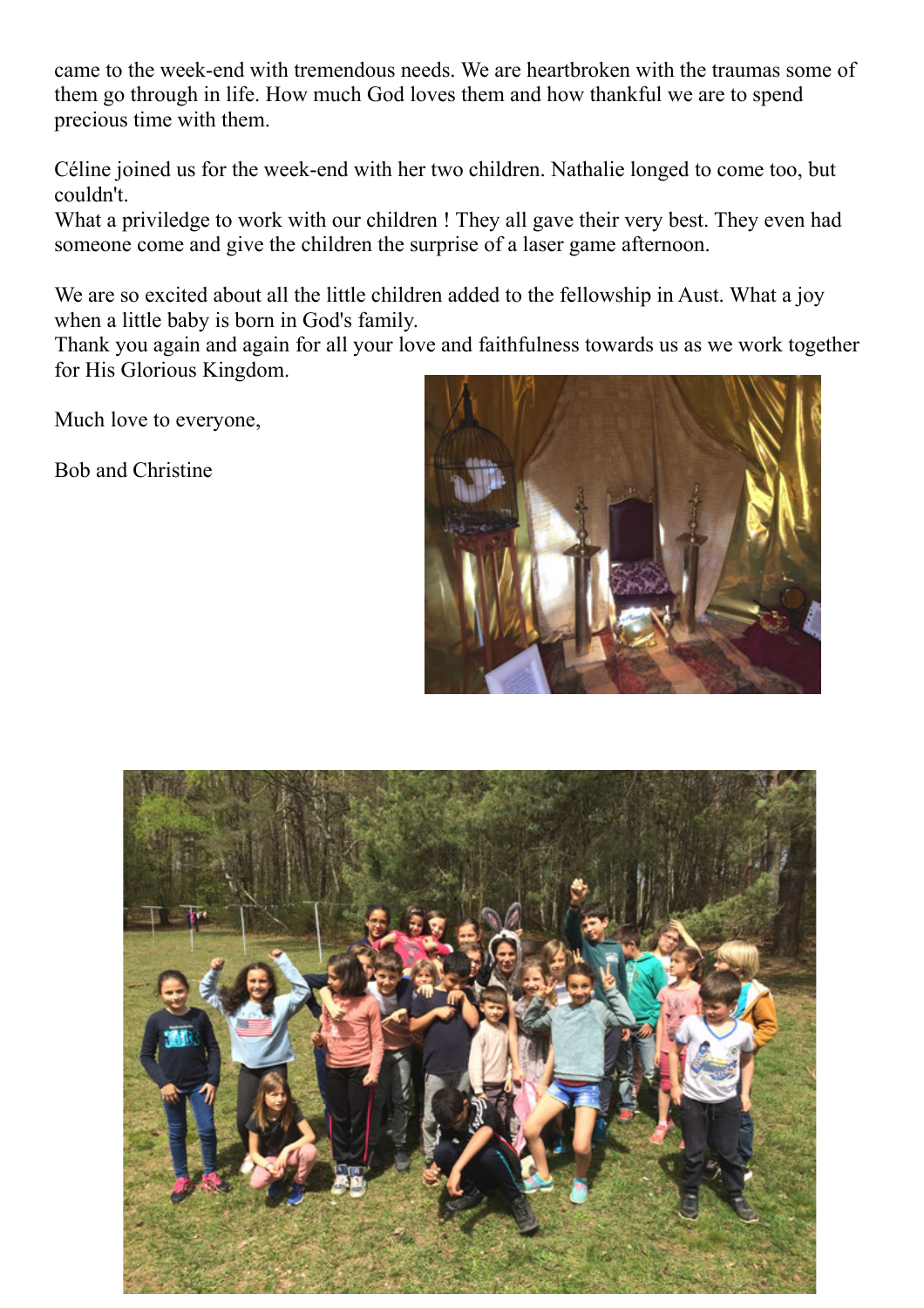came to the week-end with tremendous needs. We are heartbroken with the traumas some of them go through in life. How much God loves them and how thankful we are to spend precious time with them.

Céline joined us for the week-end with her two children. Nathalie longed to come too, but couldn't.
What a priviledge to work with our children ! They all gave their very best. They even had someone come and give the children the surprise of a laser game afternoon.

We are so excited about all the little children added to the fellowship in Aust. What a joy when a little baby is born in God's family.
Thank you again and again for all your love and faithfulness towards us as we work together for His Glorious Kingdom.

Much love to everyone,

Bob and Christine